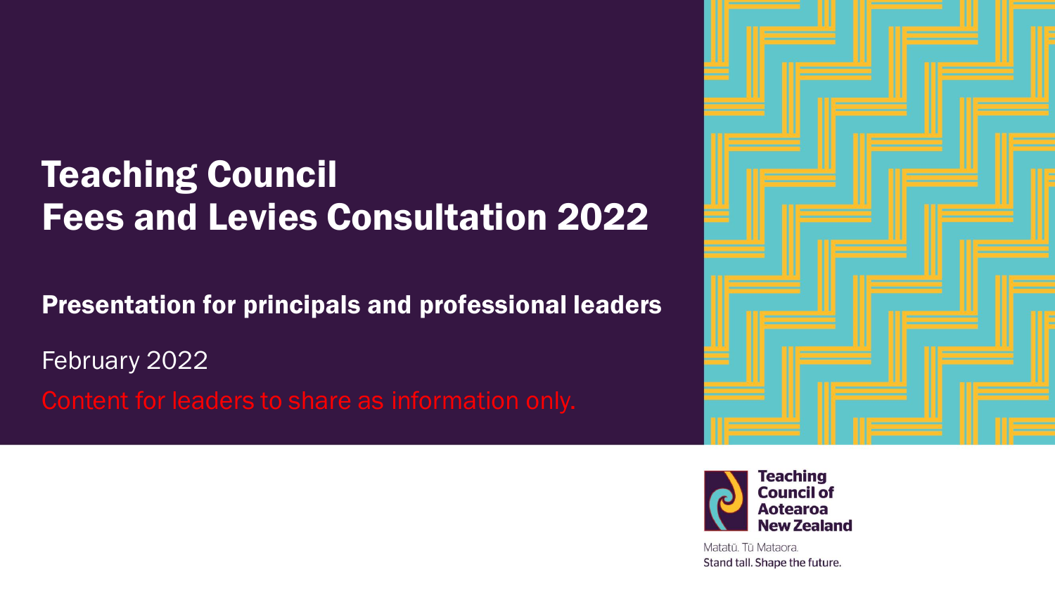# Teaching Council Fees and Levies Consultation 2022

## Presentation for principals and professional leaders

February 2022

Content for leaders to share as information only.

Teaching Council of Aotearoa New Zealand

Matatū. Tū Mataora.
Stand tall. Shape the future.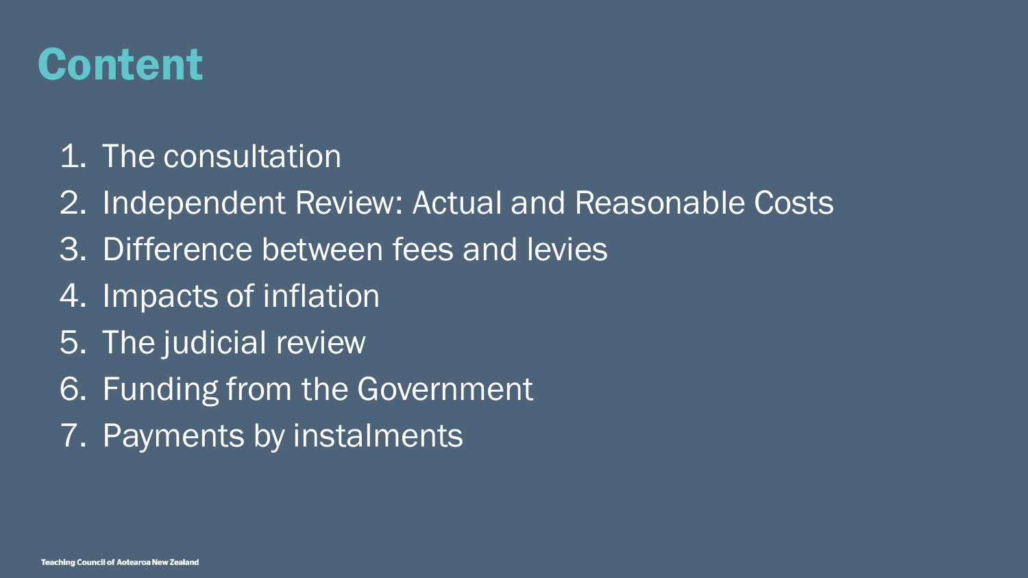# Content

1. The consultation
2. Independent Review: Actual and Reasonable Costs
3. Difference between fees and levies
4. Impacts of inflation
5. The judicial review
6. Funding from the Government
7. Payments by instalments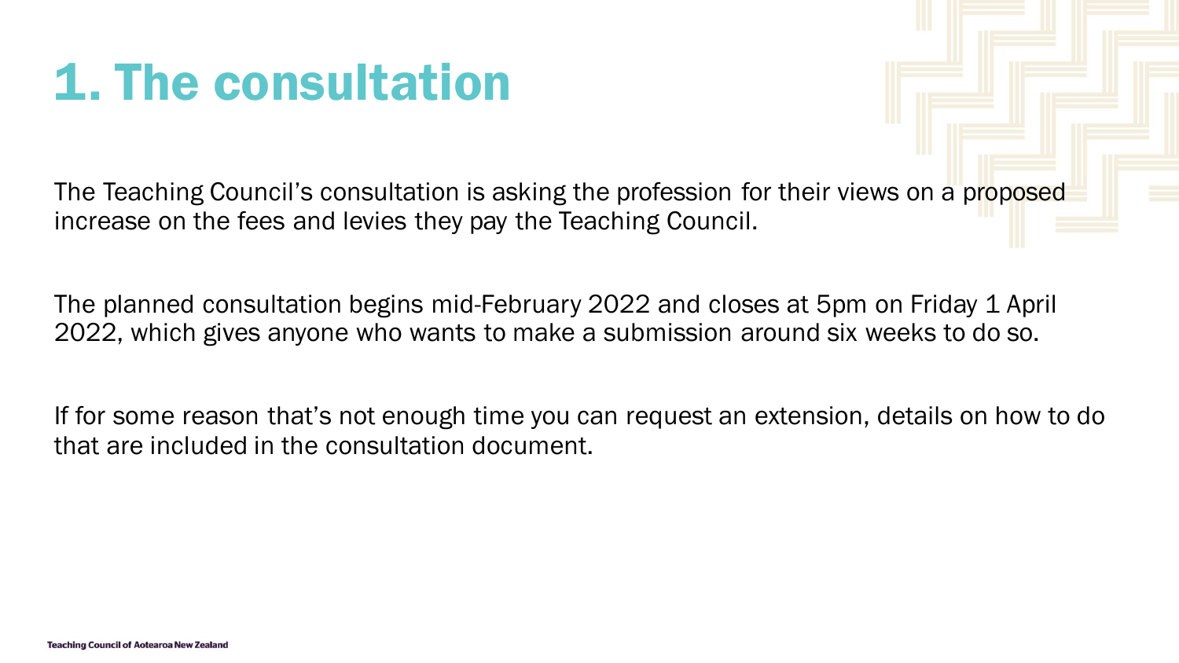# 1. The consultation

The Teaching Council's consultation is asking the profession for their views on a proposed increase on the fees and levies they pay the Teaching Council.

The planned consultation begins mid-February 2022 and closes at 5pm on Friday 1 April 2022, which gives anyone who wants to make a submission around six weeks to do so.

If for some reason that's not enough time you can request an extension, details on how to do that are included in the consultation document.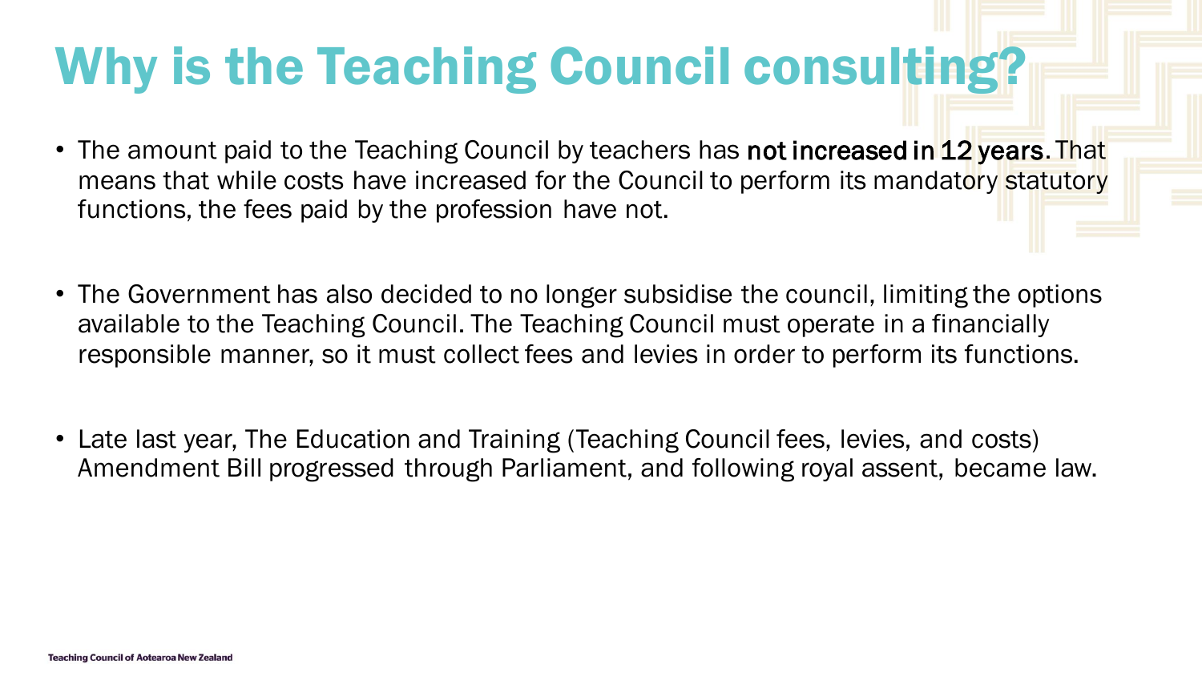# Why is the Teaching Council consulting?

- The amount paid to the Teaching Council by teachers has **not increased in 12 years**. That means that while costs have increased for the Council to perform its mandatory statutory functions, the fees paid by the profession have not.

- The Government has also decided to no longer subsidise the council, limiting the options available to the Teaching Council. The Teaching Council must operate in a financially responsible manner, so it must collect fees and levies in order to perform its functions.

- Late last year, The Education and Training (Teaching Council fees, levies, and costs) Amendment Bill progressed through Parliament, and following royal assent, became law.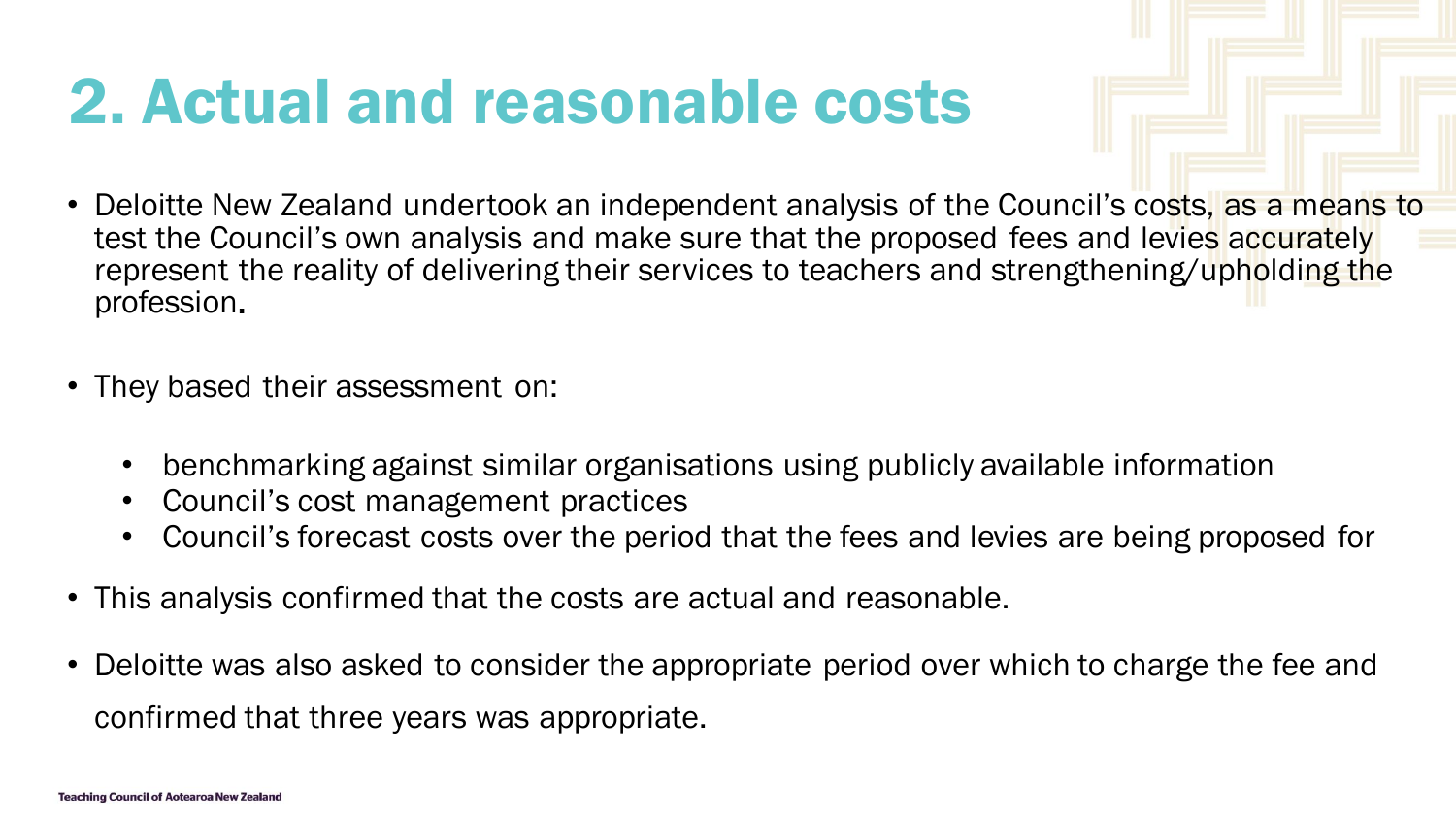# 2. Actual and reasonable costs

- Deloitte New Zealand undertook an independent analysis of the Council's costs, as a means to test the Council's own analysis and make sure that the proposed fees and levies accurately represent the reality of delivering their services to teachers and strengthening/upholding the profession.
- They based their assessment on:
  - benchmarking against similar organisations using publicly available information
  - Council's cost management practices
  - Council's forecast costs over the period that the fees and levies are being proposed for
- This analysis confirmed that the costs are actual and reasonable.
- Deloitte was also asked to consider the appropriate period over which to charge the fee and confirmed that three years was appropriate.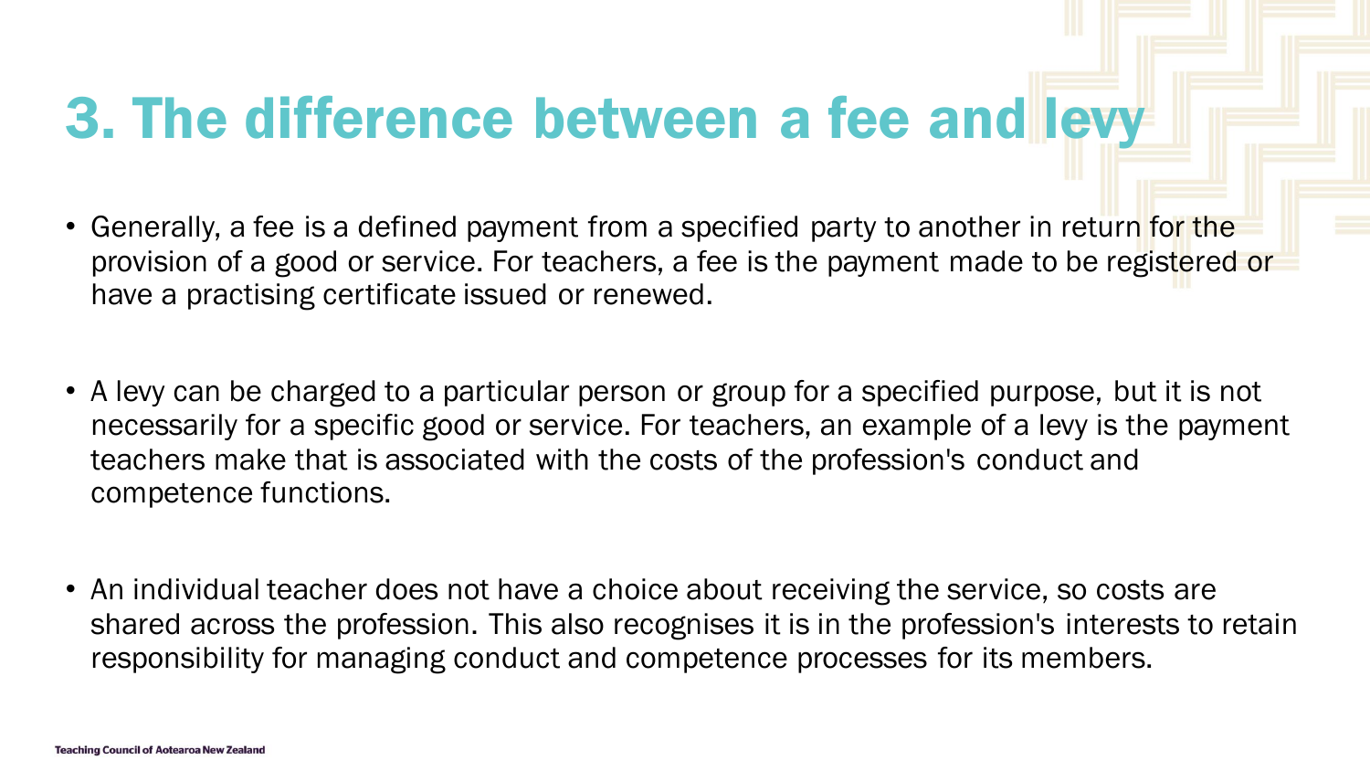# 3. The difference between a fee and levy

- Generally, a fee is a defined payment from a specified party to another in return for the provision of a good or service. For teachers, a fee is the payment made to be registered or have a practising certificate issued or renewed.

- A levy can be charged to a particular person or group for a specified purpose, but it is not necessarily for a specific good or service. For teachers, an example of a levy is the payment teachers make that is associated with the costs of the profession's conduct and competence functions.

- An individual teacher does not have a choice about receiving the service, so costs are shared across the profession. This also recognises it is in the profession's interests to retain responsibility for managing conduct and competence processes for its members.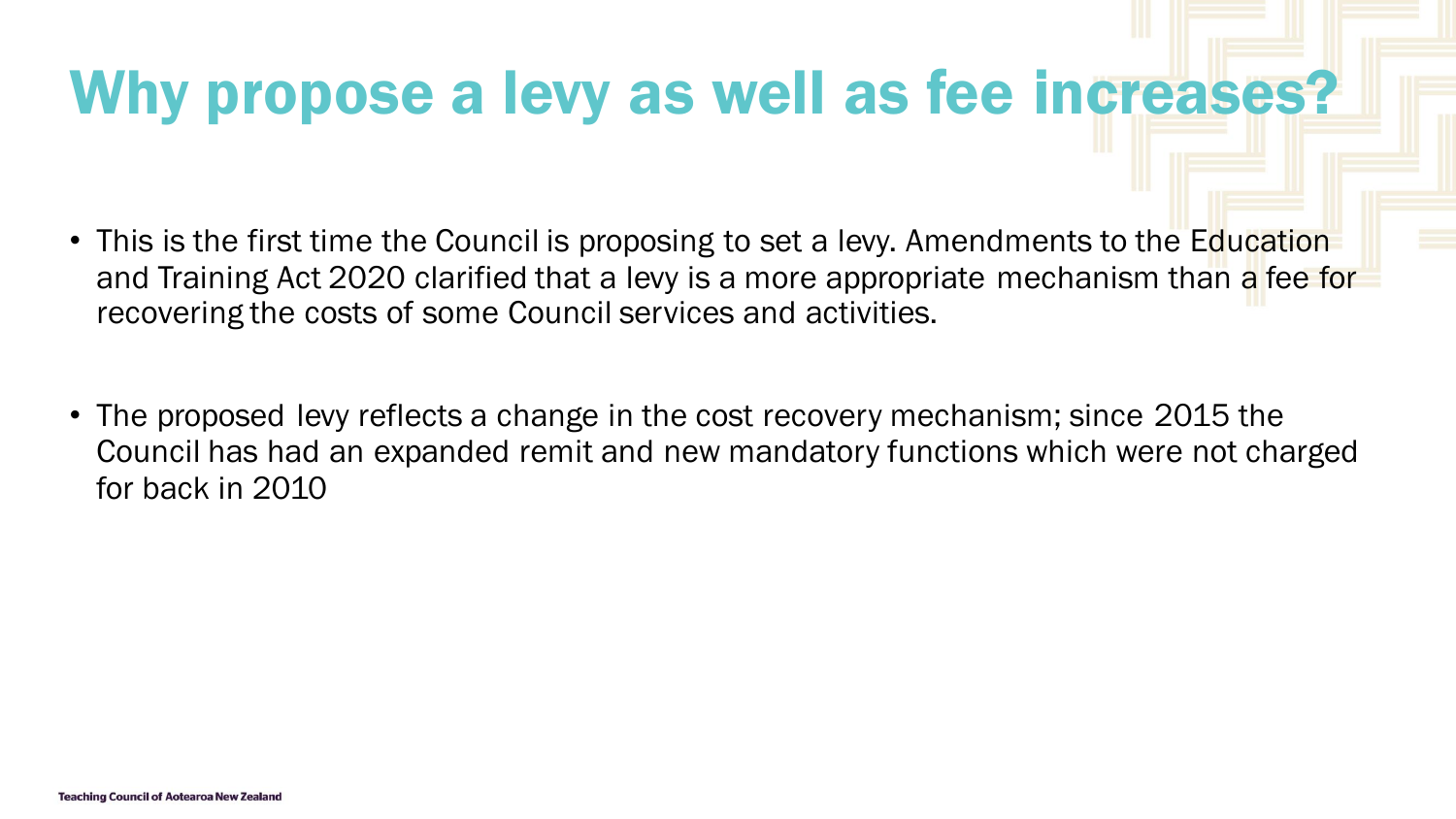# Why propose a levy as well as fee increases?

- This is the first time the Council is proposing to set a levy. Amendments to the Education and Training Act 2020 clarified that a levy is a more appropriate mechanism than a fee for recovering the costs of some Council services and activities.

- The proposed levy reflects a change in the cost recovery mechanism; since 2015 the Council has had an expanded remit and new mandatory functions which were not charged for back in 2010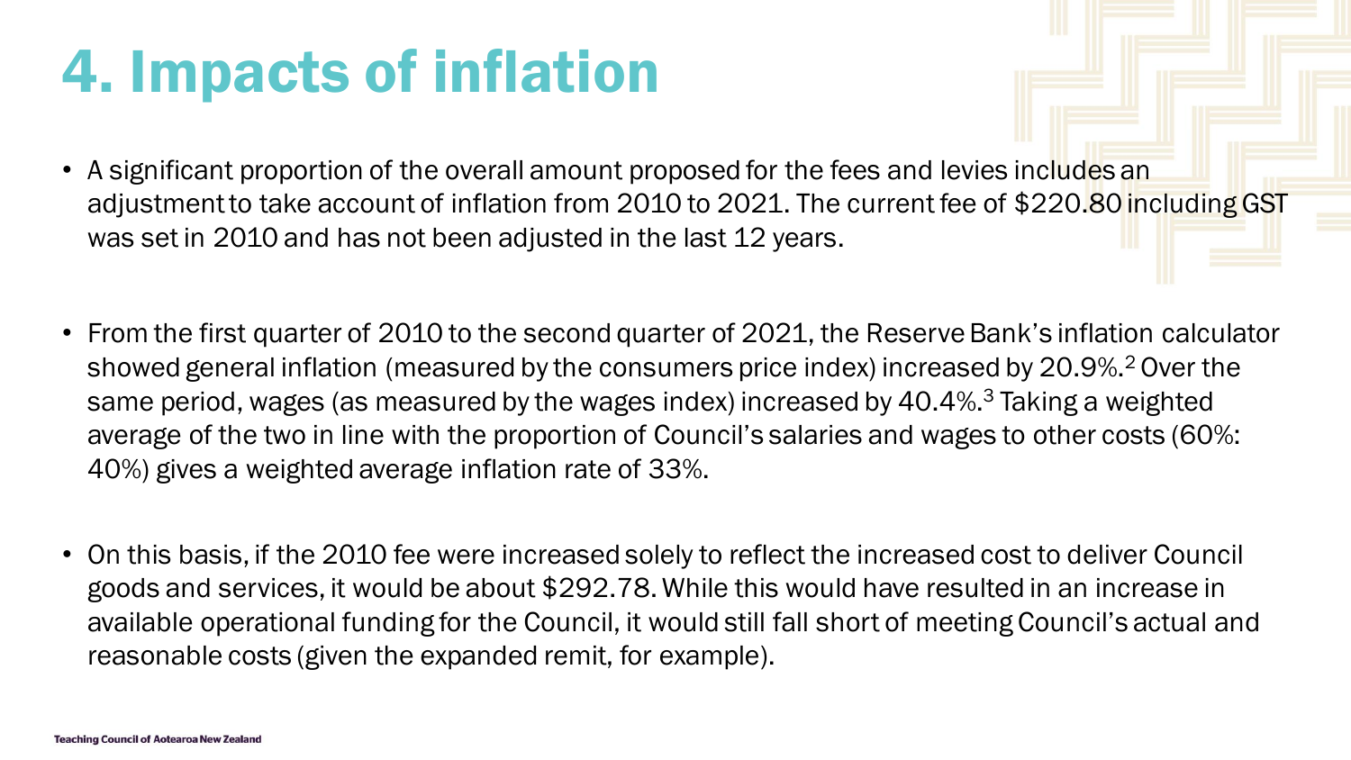# 4. Impacts of inflation

- A significant proportion of the overall amount proposed for the fees and levies includes an adjustment to take account of inflation from 2010 to 2021. The current fee of $220.80 including GST was set in 2010 and has not been adjusted in the last 12 years.

- From the first quarter of 2010 to the second quarter of 2021, the Reserve Bank's inflation calculator showed general inflation (measured by the consumers price index) increased by 20.9%.[2] Over the same period, wages (as measured by the wages index) increased by 40.4%.[3] Taking a weighted average of the two in line with the proportion of Council's salaries and wages to other costs (60%: 40%) gives a weighted average inflation rate of 33%.

- On this basis, if the 2010 fee were increased solely to reflect the increased cost to deliver Council goods and services, it would be about $292.78. While this would have resulted in an increase in available operational funding for the Council, it would still fall short of meeting Council's actual and reasonable costs (given the expanded remit, for example).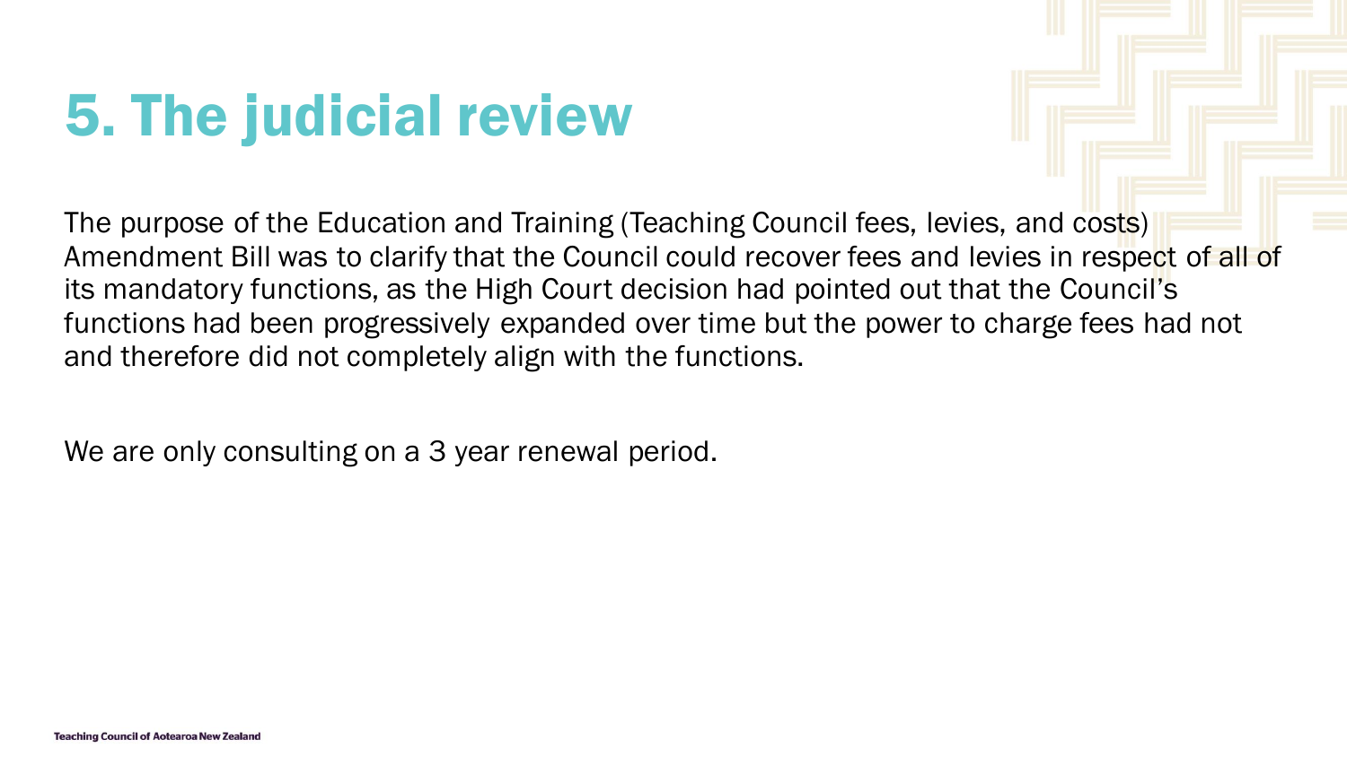# 5. The judicial review

The purpose of the Education and Training (Teaching Council fees, levies, and costs) Amendment Bill was to clarify that the Council could recover fees and levies in respect of all of its mandatory functions, as the High Court decision had pointed out that the Council's functions had been progressively expanded over time but the power to charge fees had not and therefore did not completely align with the functions.

We are only consulting on a 3 year renewal period.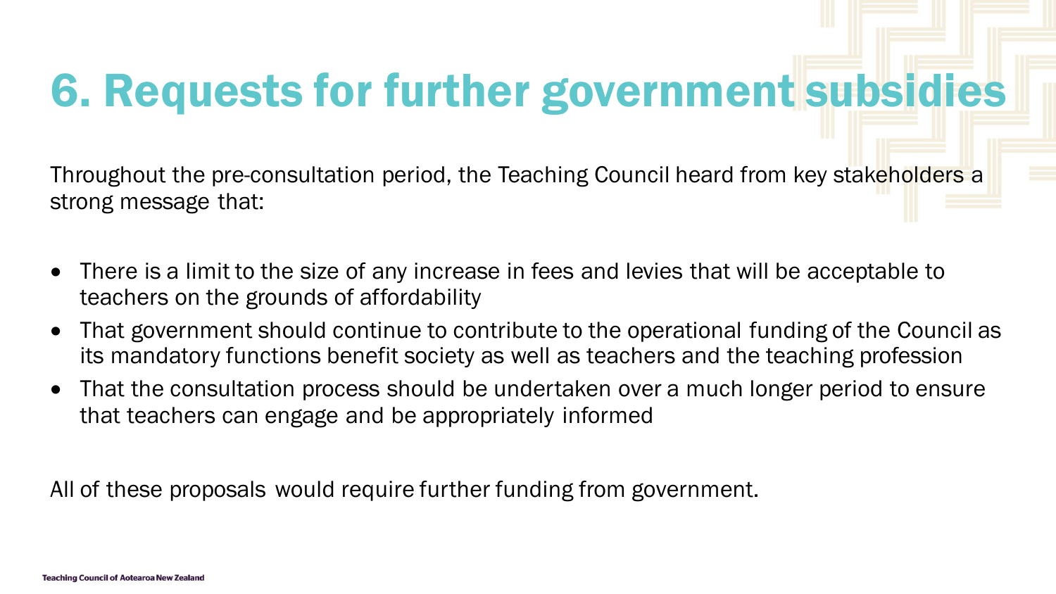# 6. Requests for further government subsidies

Throughout the pre-consultation period, the Teaching Council heard from key stakeholders a strong message that:

- There is a limit to the size of any increase in fees and levies that will be acceptable to teachers on the grounds of affordability
- That government should continue to contribute to the operational funding of the Council as its mandatory functions benefit society as well as teachers and the teaching profession
- That the consultation process should be undertaken over a much longer period to ensure that teachers can engage and be appropriately informed

All of these proposals would require further funding from government.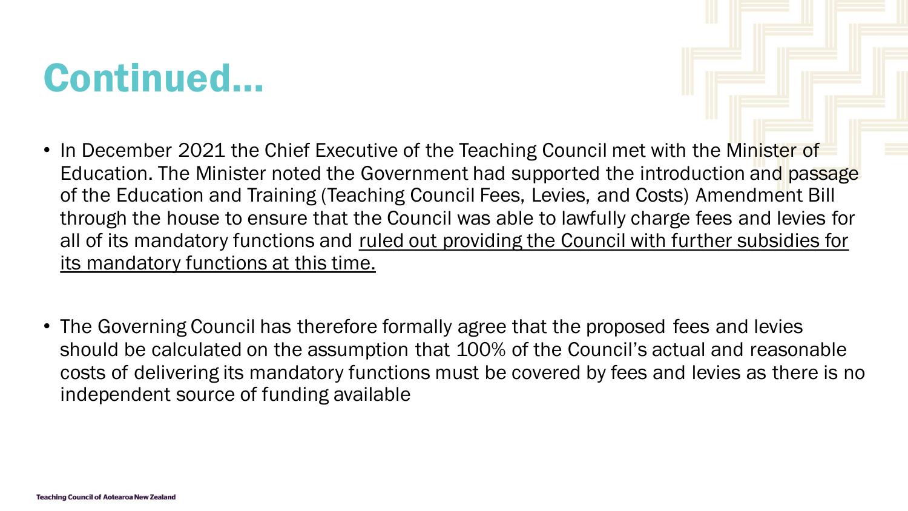# Continued…

- In December 2021 the Chief Executive of the Teaching Council met with the Minister of Education. The Minister noted the Government had supported the introduction and passage of the Education and Training (Teaching Council Fees, Levies, and Costs) Amendment Bill through the house to ensure that the Council was able to lawfully charge fees and levies for all of its mandatory functions and <u>ruled out providing the Council with further subsidies for its mandatory functions at this time.</u>

- The Governing Council has therefore formally agree that the proposed fees and levies should be calculated on the assumption that 100% of the Council's actual and reasonable costs of delivering its mandatory functions must be covered by fees and levies as there is no independent source of funding available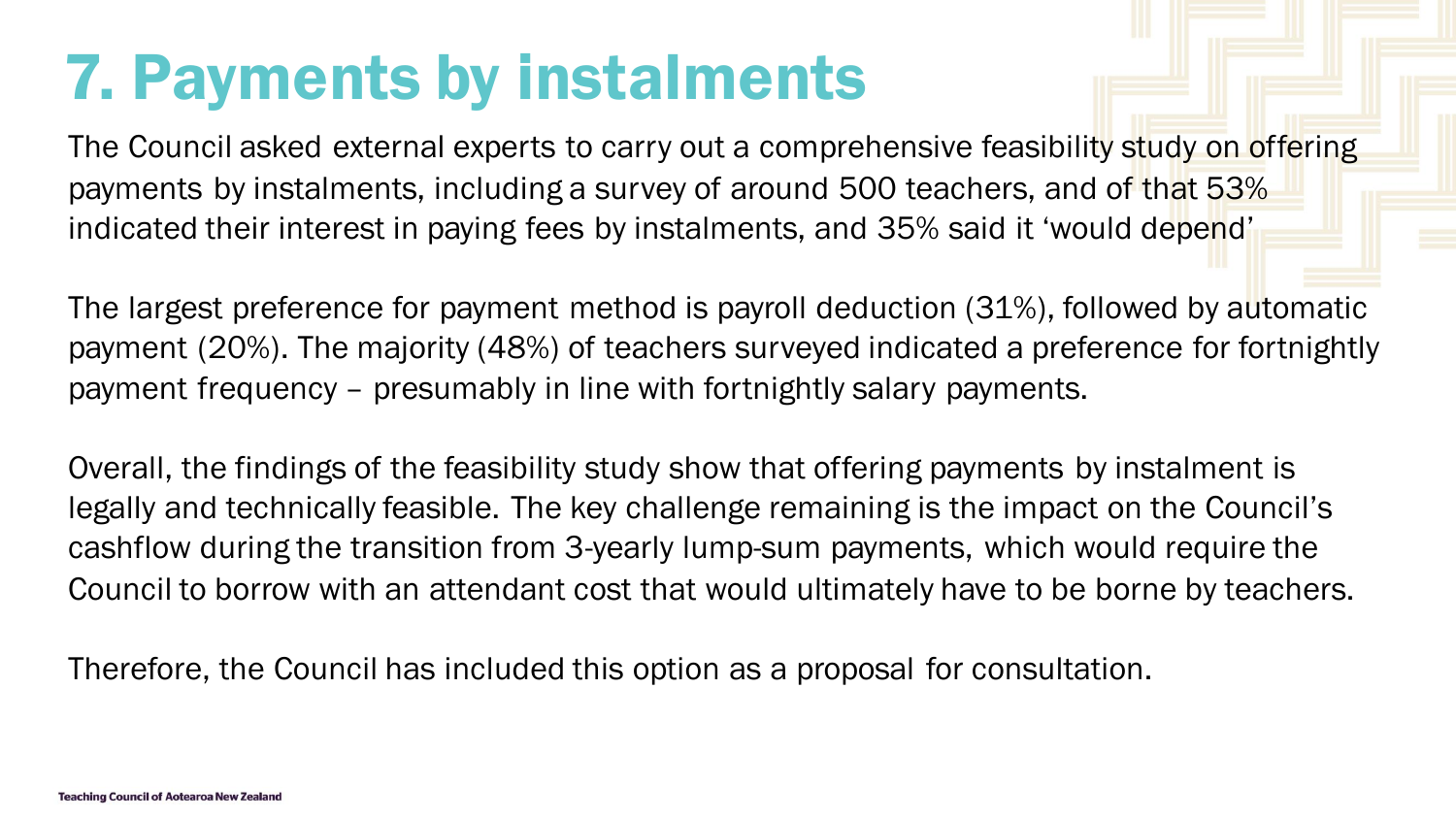# 7. Payments by instalments

The Council asked external experts to carry out a comprehensive feasibility study on offering payments by instalments, including a survey of around 500 teachers, and of that 53% indicated their interest in paying fees by instalments, and 35% said it 'would depend'

The largest preference for payment method is payroll deduction (31%), followed by automatic payment (20%). The majority (48%) of teachers surveyed indicated a preference for fortnightly payment frequency – presumably in line with fortnightly salary payments.

Overall, the findings of the feasibility study show that offering payments by instalment is legally and technically feasible. The key challenge remaining is the impact on the Council's cashflow during the transition from 3-yearly lump-sum payments, which would require the Council to borrow with an attendant cost that would ultimately have to be borne by teachers.

Therefore, the Council has included this option as a proposal for consultation.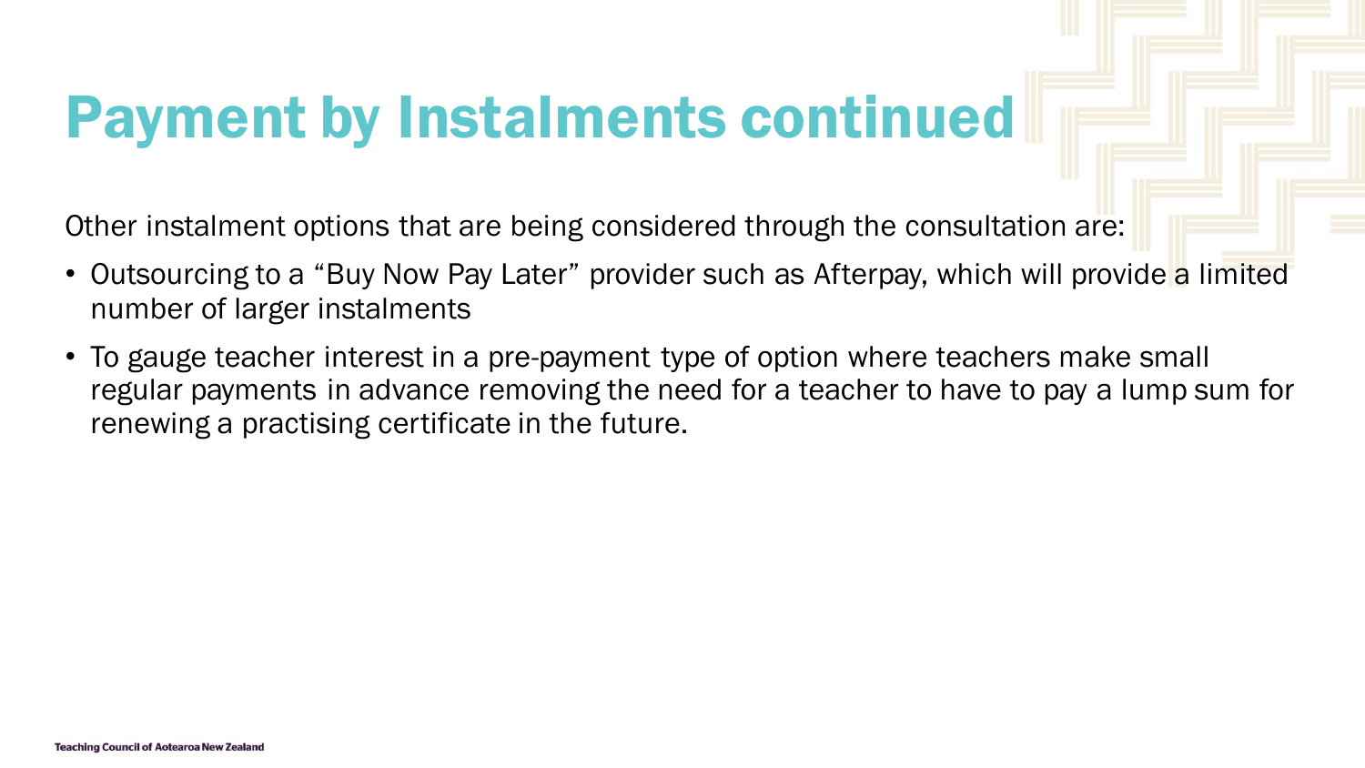# Payment by Instalments continued

Other instalment options that are being considered through the consultation are:

- Outsourcing to a "Buy Now Pay Later" provider such as Afterpay, which will provide a limited number of larger instalments
- To gauge teacher interest in a pre-payment type of option where teachers make small regular payments in advance removing the need for a teacher to have to pay a lump sum for renewing a practising certificate in the future.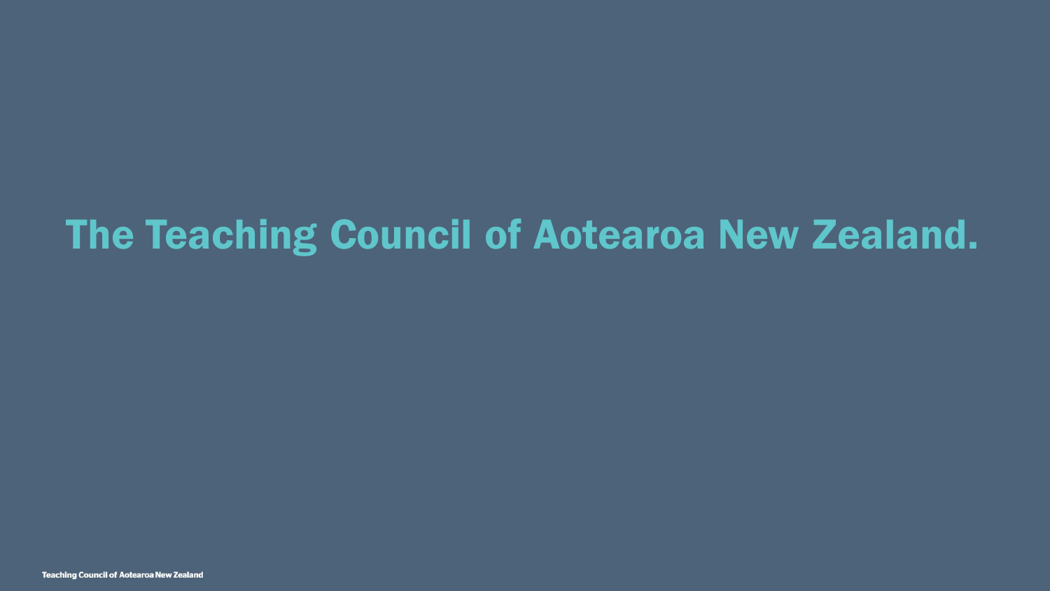# The Teaching Council of Aotearoa New Zealand.